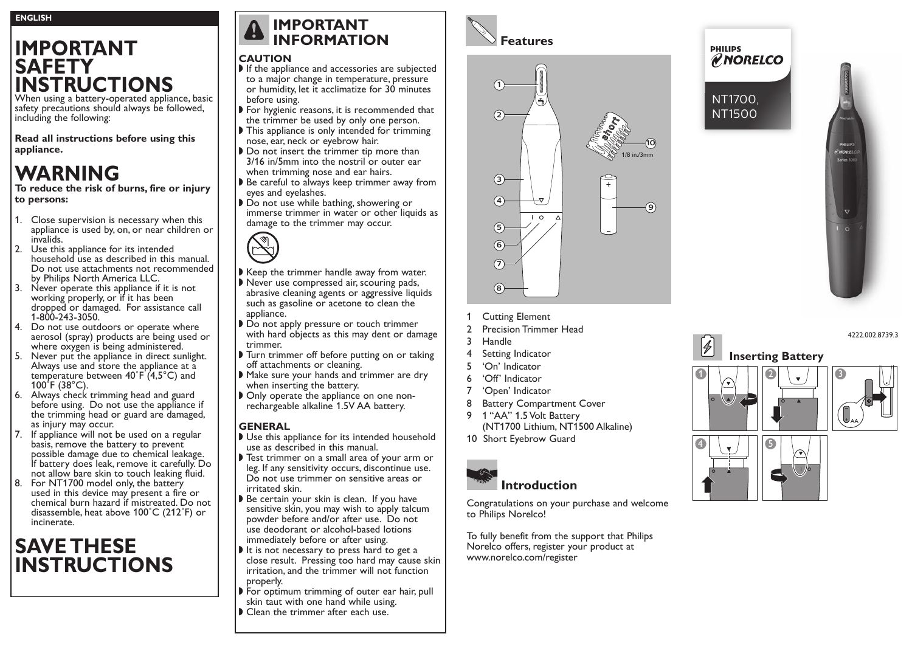ENGLISH

# IMPORTANT SAFETY INSTRUCTIONS

When using a battery-operated appliance, basic safety precautions should always be followed, including the following:

**Read all instructions before using this appliance.**

# WARNING

**To reduce the risk of burns, fire or injury to persons:**

1. Close supervision is necessary when this appliance is used by, on, or near children or invalids.
2. Use this appliance for its intended household use as described in this manual. Do not use attachments not recommended by Philips North America LLC.
3. Never operate this appliance if it is not working properly, or if it has been dropped or damaged. For assistance call 1-800-243-3050.
4. Do not use outdoors or operate where aerosol (spray) products are being used or where oxygen is being administered.
5. Never put the appliance in direct sunlight. Always use and store the appliance at a temperature between 40˚F (4,5°C) and 100˚F (38°C).
6. Always check trimming head and guard before using. Do not use the appliance if the trimming head or guard are damaged, as injury may occur.
7. If appliance will not be used on a regular basis, remove the battery to prevent possible damage due to chemical leakage. If battery does leak, remove it carefully. Do not allow bare skin to touch leaking fluid.
8. For NT1700 model only, the battery used in this device may present a fire or chemical burn hazard if mistreated. Do not disassemble, heat above 100˚C (212˚F) or incinerate.

# SAVE THESE INSTRUCTIONS

## IMPORTANT INFORMATION

### CAUTION

- If the appliance and accessories are subjected to a major change in temperature, pressure or humidity, let it acclimatize for 30 minutes before using.
- For hygienic reasons, it is recommended that the trimmer be used by only one person.
- This appliance is only intended for trimming nose, ear, neck or eyebrow hair.
- Do not insert the trimmer tip more than 3/16 in/5mm into the nostril or outer ear when trimming nose and ear hairs.
- Be careful to always keep trimmer away from eyes and eyelashes.
- Do not use while bathing, showering or immerse trimmer in water or other liquids as damage to the trimmer may occur.
- Keep the trimmer handle away from water.
- Never use compressed air, scouring pads, abrasive cleaning agents or aggressive liquids such as gasoline or acetone to clean the appliance.
- Do not apply pressure or touch trimmer with hard objects as this may dent or damage trimmer.
- Turn trimmer off before putting on or taking off attachments or cleaning.
- Make sure your hands and trimmer are dry when inserting the battery.
- Only operate the appliance on one non-rechargeable alkaline 1.5V AA battery.

### GENERAL

- Use this appliance for its intended household use as described in this manual.
- Test trimmer on a small area of your arm or leg. If any sensitivity occurs, discontinue use. Do not use trimmer on sensitive areas or irritated skin.
- Be certain your skin is clean. If you have sensitive skin, you may wish to apply talcum powder before and/or after use. Do not use deodorant or alcohol-based lotions immediately before or after use.
- It is not necessary to press hard to get a close result. Pressing too hard may cause skin irritation, and the trimmer will not function properly.
- For optimum trimming of outer ear hair, pull skin taut with one hand while using.
- Clean the trimmer after each use.

## Features

short

1/8 in./3mm

1. Cutting Element
2. Precision Trimmer Head
3. Handle
4. Setting Indicator
5. 'On' Indicator
6. 'Off' Indicator
7. 'Open' Indicator
8. Battery Compartment Cover
9. 1 "AA" 1.5 Volt Battery (NT1700 Lithium, NT1500 Alkaline)
10. Short Eyebrow Guard

## Introduction

Congratulations on your purchase and welcome to Philips Norelco!

To fully benefit from the support that Philips Norelco offers, register your product at www.norelco.com/register

PHILIPS NORELCO

NT1700, NT1500

4222.002.8739.3

## Inserting Battery

AA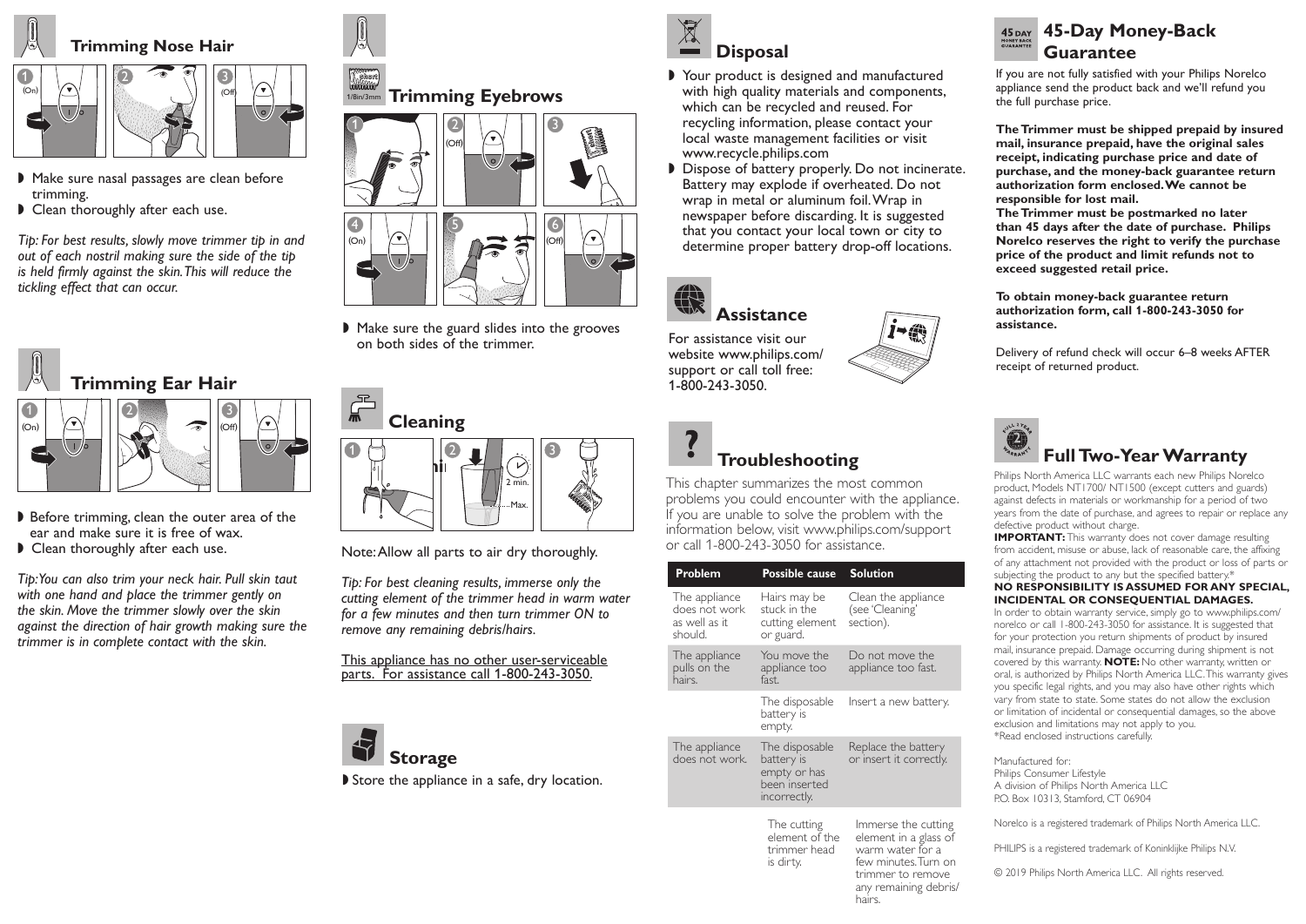## Trimming Nose Hair

(On) (Off)

- Make sure nasal passages are clean before trimming.
- Clean thoroughly after each use.

*Tip: For best results, slowly move trimmer tip in and out of each nostril making sure the side of the tip is held firmly against the skin. This will reduce the tickling effect that can occur.*

## Trimming Ear Hair

(On) (Off)

- Before trimming, clean the outer area of the ear and make sure it is free of wax.
- Clean thoroughly after each use.

*Tip: You can also trim your neck hair. Pull skin taut with one hand and place the trimmer gently on the skin. Move the trimmer slowly over the skin against the direction of hair growth making sure the trimmer is in complete contact with the skin.*

## Trimming Eyebrows

1/8in/3mm

(Off) (On) (Off)

- Make sure the guard slides into the grooves on both sides of the trimmer.

## Cleaning

2 min. Max.

Note: Allow all parts to air dry thoroughly.

*Tip: For best cleaning results, immerse only the cutting element of the trimmer head in warm water for a few minutes and then turn trimmer ON to remove any remaining debris/hairs.*

This appliance has no other user-serviceable parts. For assistance call 1-800-243-3050.

## Storage

- Store the appliance in a safe, dry location.

## Disposal

- Your product is designed and manufactured with high quality materials and components, which can be recycled and reused. For recycling information, please contact your local waste management facilities or visit www.recycle.philips.com
- Dispose of battery properly. Do not incinerate. Battery may explode if overheated. Do not wrap in metal or aluminum foil. Wrap in newspaper before discarding. It is suggested that you contact your local town or city to determine proper battery drop-off locations.

## Assistance

For assistance visit our website www.philips.com/support or call toll free: 1-800-243-3050.

## Troubleshooting

This chapter summarizes the most common problems you could encounter with the appliance. If you are unable to solve the problem with the information below, visit www.philips.com/support or call 1-800-243-3050 for assistance.

| Problem | Possible cause | Solution |
|---|---|---|
| The appliance does not work as well as it should. | Hairs may be stuck in the cutting element or guard. | Clean the appliance (see 'Cleaning' section). |
| The appliance pulls on the hairs. | You move the appliance too fast. | Do not move the appliance too fast. |
| | The disposable battery is empty. | Insert a new battery. |
| The appliance does not work. | The disposable battery is empty or has been inserted incorrectly. | Replace the battery or insert it correctly. |
| | The cutting element of the trimmer head is dirty. | Immerse the cutting element in a glass of warm water for a few minutes. Turn on trimmer to remove any remaining debris/hairs. |

## 45-Day Money-Back Guarantee

If you are not fully satisfied with your Philips Norelco appliance send the product back and we'll refund you the full purchase price.

**The Trimmer must be shipped prepaid by insured mail, insurance prepaid, have the original sales receipt, indicating purchase price and date of purchase, and the money-back guarantee return authorization form enclosed. We cannot be responsible for lost mail.**
**The Trimmer must be postmarked no later than 45 days after the date of purchase. Philips Norelco reserves the right to verify the purchase price of the product and limit refunds not to exceed suggested retail price.**

**To obtain money-back guarantee return authorization form, call 1-800-243-3050 for assistance.**

Delivery of refund check will occur 6–8 weeks AFTER receipt of returned product.

## Full Two-Year Warranty

Philips North America LLC warrants each new Philips Norelco product, Models NT1700/ NT1500 (except cutters and guards) against defects in materials or workmanship for a period of two years from the date of purchase, and agrees to repair or replace any defective product without charge.

**IMPORTANT:** This warranty does not cover damage resulting from accident, misuse or abuse, lack of reasonable care, the affixing of any attachment not provided with the product or loss of parts or subjecting the product to any but the specified battery.*

**NO RESPONSIBILITY IS ASSUMED FOR ANY SPECIAL, INCIDENTAL OR CONSEQUENTIAL DAMAGES.**

In order to obtain warranty service, simply go to www.philips.com/norelco or call 1-800-243-3050 for assistance. It is suggested that for your protection you return shipments of product by insured mail, insurance prepaid. Damage occurring during shipment is not covered by this warranty. **NOTE:** No other warranty, written or oral, is authorized by Philips North America LLC. This warranty gives you specific legal rights, and you may also have other rights which vary from state to state. Some states do not allow the exclusion or limitation of incidental or consequential damages, so the above exclusion and limitations may not apply to you.

*Read enclosed instructions carefully.

Manufactured for:
Philips Consumer Lifestyle
A division of Philips North America LLC
P.O. Box 10313, Stamford, CT 06904

Norelco is a registered trademark of Philips North America LLC.

PHILIPS is a registered trademark of Koninklijke Philips N.V.

© 2019 Philips North America LLC. All rights reserved.